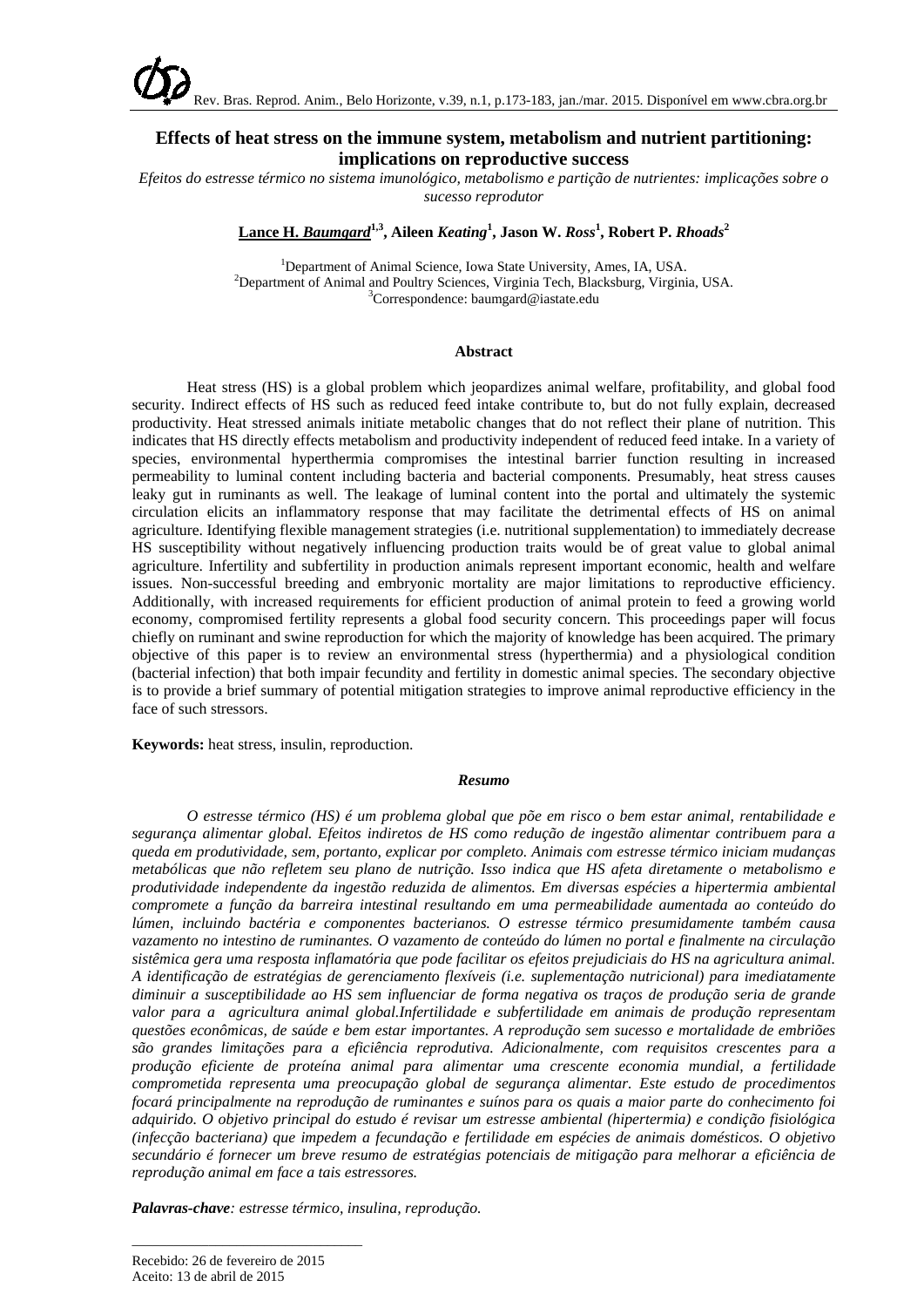# Effects of heat stress on the immune system, metabolism and nutrient partitioning: implications on reproductive success

*Efeitos do estresse térmico no sistema imunológico, metabolismo e partição de nutrientes: implicações sobre o sucesso reprodutor*

**Lance H. *Baumgard*[1,3], Aileen *Keating*[1], Jason W. *Ross*[1], Robert P. *Rhoads*[2]**

[1]Department of Animal Science, Iowa State University, Ames, IA, USA.
[2]Department of Animal and Poultry Sciences, Virginia Tech, Blacksburg, Virginia, USA.
[3]Correspondence: baumgard@iastate.edu

## Abstract

Heat stress (HS) is a global problem which jeopardizes animal welfare, profitability, and global food security. Indirect effects of HS such as reduced feed intake contribute to, but do not fully explain, decreased productivity. Heat stressed animals initiate metabolic changes that do not reflect their plane of nutrition. This indicates that HS directly effects metabolism and productivity independent of reduced feed intake. In a variety of species, environmental hyperthermia compromises the intestinal barrier function resulting in increased permeability to luminal content including bacteria and bacterial components. Presumably, heat stress causes leaky gut in ruminants as well. The leakage of luminal content into the portal and ultimately the systemic circulation elicits an inflammatory response that may facilitate the detrimental effects of HS on animal agriculture. Identifying flexible management strategies (i.e. nutritional supplementation) to immediately decrease HS susceptibility without negatively influencing production traits would be of great value to global animal agriculture. Infertility and subfertility in production animals represent important economic, health and welfare issues. Non-successful breeding and embryonic mortality are major limitations to reproductive efficiency. Additionally, with increased requirements for efficient production of animal protein to feed a growing world economy, compromised fertility represents a global food security concern. This proceedings paper will focus chiefly on ruminant and swine reproduction for which the majority of knowledge has been acquired. The primary objective of this paper is to review an environmental stress (hyperthermia) and a physiological condition (bacterial infection) that both impair fecundity and fertility in domestic animal species. The secondary objective is to provide a brief summary of potential mitigation strategies to improve animal reproductive efficiency in the face of such stressors.

**Keywords:** heat stress, insulin, reproduction.

## *Resumo*

*O estresse térmico (HS) é um problema global que põe em risco o bem estar animal, rentabilidade e segurança alimentar global. Efeitos indiretos de HS como redução de ingestão alimentar contribuem para a queda em produtividade, sem, portanto, explicar por completo. Animais com estresse térmico iniciam mudanças metabólicas que não refletem seu plano de nutrição. Isso indica que HS afeta diretamente o metabolismo e produtividade independente da ingestão reduzida de alimentos. Em diversas espécies a hipertermia ambiental compromete a função da barreira intestinal resultando em uma permeabilidade aumentada ao conteúdo do lúmen, incluindo bactéria e componentes bacterianos. O estresse térmico presumidamente também causa vazamento no intestino de ruminantes. O vazamento de conteúdo do lúmen no portal e finalmente na circulação sistêmica gera uma resposta inflamatória que pode facilitar os efeitos prejudiciais do HS na agricultura animal. A identificação de estratégias de gerenciamento flexíveis (i.e. suplementação nutricional) para imediatamente diminuir a susceptibilidade ao HS sem influenciar de forma negativa os traços de produção seria de grande valor para a agricultura animal global.Infertilidade e subfertilidade em animais de produção representam questões econômicas, de saúde e bem estar importantes. A reprodução sem sucesso e mortalidade de embriões são grandes limitações para a eficiência reprodutiva. Adicionalmente, com requisitos crescentes para a produção eficiente de proteína animal para alimentar uma crescente economia mundial, a fertilidade comprometida representa uma preocupação global de segurança alimentar. Este estudo de procedimentos focará principalmente na reprodução de ruminantes e suínos para os quais a maior parte do conhecimento foi adquirido. O objetivo principal do estudo é revisar um estresse ambiental (hipertermia) e condição fisiológica (infecção bacteriana) que impedem a fecundação e fertilidade em espécies de animais domésticos. O objetivo secundário é fornecer um breve resumo de estratégias potenciais de mitigação para melhorar a eficiência de reprodução animal em face a tais estressores.*

***Palavras-chave**: estresse térmico, insulina, reprodução.*

Recebido: 26 de fevereiro de 2015
Aceito: 13 de abril de 2015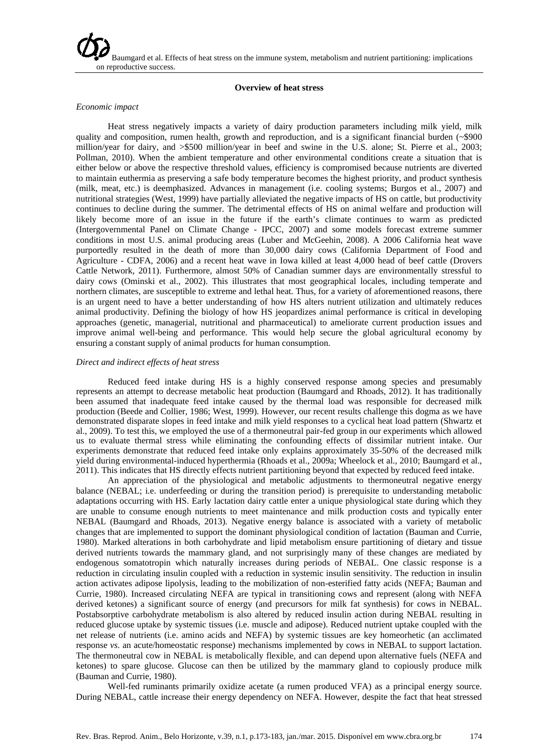**Overview of heat stress**

*Economic impact*

Heat stress negatively impacts a variety of dairy production parameters including milk yield, milk quality and composition, rumen health, growth and reproduction, and is a significant financial burden (~$900 million/year for dairy, and >$500 million/year in beef and swine in the U.S. alone; St. Pierre et al., 2003; Pollman, 2010). When the ambient temperature and other environmental conditions create a situation that is either below or above the respective threshold values, efficiency is compromised because nutrients are diverted to maintain euthermia as preserving a safe body temperature becomes the highest priority, and product synthesis (milk, meat, etc.) is deemphasized. Advances in management (i.e. cooling systems; Burgos et al., 2007) and nutritional strategies (West, 1999) have partially alleviated the negative impacts of HS on cattle, but productivity continues to decline during the summer. The detrimental effects of HS on animal welfare and production will likely become more of an issue in the future if the earth's climate continues to warm as predicted (Intergovernmental Panel on Climate Change - IPCC, 2007) and some models forecast extreme summer conditions in most U.S. animal producing areas (Luber and McGeehin, 2008). A 2006 California heat wave purportedly resulted in the death of more than 30,000 dairy cows (California Department of Food and Agriculture - CDFA, 2006) and a recent heat wave in Iowa killed at least 4,000 head of beef cattle (Drovers Cattle Network, 2011). Furthermore, almost 50% of Canadian summer days are environmentally stressful to dairy cows (Ominski et al., 2002). This illustrates that most geographical locales, including temperate and northern climates, are susceptible to extreme and lethal heat. Thus, for a variety of aforementioned reasons, there is an urgent need to have a better understanding of how HS alters nutrient utilization and ultimately reduces animal productivity. Defining the biology of how HS jeopardizes animal performance is critical in developing approaches (genetic, managerial, nutritional and pharmaceutical) to ameliorate current production issues and improve animal well-being and performance. This would help secure the global agricultural economy by ensuring a constant supply of animal products for human consumption.

*Direct and indirect effects of heat stress*

Reduced feed intake during HS is a highly conserved response among species and presumably represents an attempt to decrease metabolic heat production (Baumgard and Rhoads, 2012). It has traditionally been assumed that inadequate feed intake caused by the thermal load was responsible for decreased milk production (Beede and Collier, 1986; West, 1999). However, our recent results challenge this dogma as we have demonstrated disparate slopes in feed intake and milk yield responses to a cyclical heat load pattern (Shwartz et al., 2009). To test this, we employed the use of a thermoneutral pair-fed group in our experiments which allowed us to evaluate thermal stress while eliminating the confounding effects of dissimilar nutrient intake. Our experiments demonstrate that reduced feed intake only explains approximately 35-50% of the decreased milk yield during environmental-induced hyperthermia (Rhoads et al., 2009a; Wheelock et al., 2010; Baumgard et al., 2011). This indicates that HS directly effects nutrient partitioning beyond that expected by reduced feed intake.

An appreciation of the physiological and metabolic adjustments to thermoneutral negative energy balance (NEBAL; i.e. underfeeding or during the transition period) is prerequisite to understanding metabolic adaptations occurring with HS. Early lactation dairy cattle enter a unique physiological state during which they are unable to consume enough nutrients to meet maintenance and milk production costs and typically enter NEBAL (Baumgard and Rhoads, 2013). Negative energy balance is associated with a variety of metabolic changes that are implemented to support the dominant physiological condition of lactation (Bauman and Currie, 1980). Marked alterations in both carbohydrate and lipid metabolism ensure partitioning of dietary and tissue derived nutrients towards the mammary gland, and not surprisingly many of these changes are mediated by endogenous somatotropin which naturally increases during periods of NEBAL. One classic response is a reduction in circulating insulin coupled with a reduction in systemic insulin sensitivity. The reduction in insulin action activates adipose lipolysis, leading to the mobilization of non-esterified fatty acids (NEFA; Bauman and Currie, 1980). Increased circulating NEFA are typical in transitioning cows and represent (along with NEFA derived ketones) a significant source of energy (and precursors for milk fat synthesis) for cows in NEBAL. Postabsorptive carbohydrate metabolism is also altered by reduced insulin action during NEBAL resulting in reduced glucose uptake by systemic tissues (i.e. muscle and adipose). Reduced nutrient uptake coupled with the net release of nutrients (i.e. amino acids and NEFA) by systemic tissues are key homeorhetic (an acclimated response *vs.* an acute/homeostatic response) mechanisms implemented by cows in NEBAL to support lactation. The thermoneutral cow in NEBAL is metabolically flexible, and can depend upon alternative fuels (NEFA and ketones) to spare glucose. Glucose can then be utilized by the mammary gland to copiously produce milk (Bauman and Currie, 1980).

Well-fed ruminants primarily oxidize acetate (a rumen produced VFA) as a principal energy source. During NEBAL, cattle increase their energy dependency on NEFA. However, despite the fact that heat stressed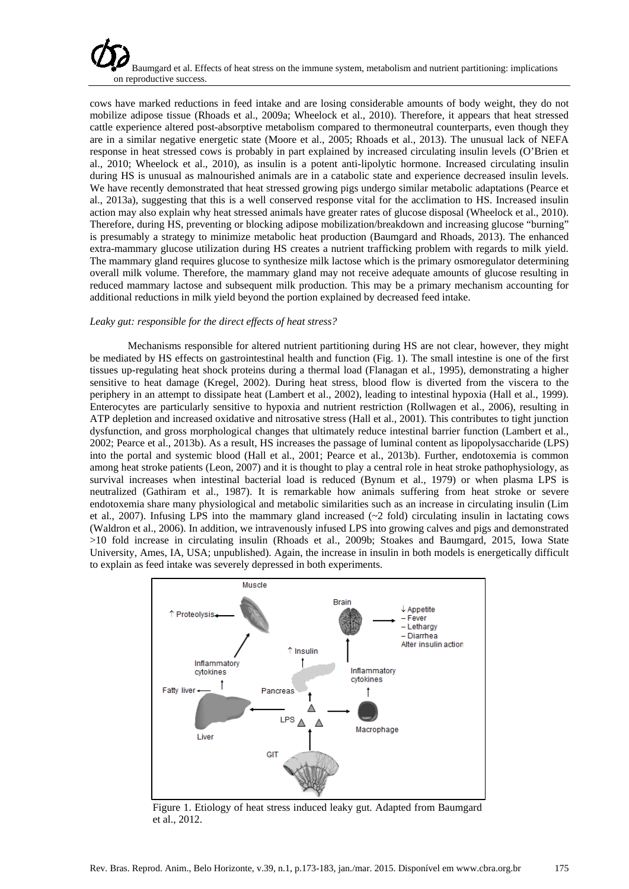cows have marked reductions in feed intake and are losing considerable amounts of body weight, they do not mobilize adipose tissue (Rhoads et al., 2009a; Wheelock et al., 2010). Therefore, it appears that heat stressed cattle experience altered post-absorptive metabolism compared to thermoneutral counterparts, even though they are in a similar negative energetic state (Moore et al., 2005; Rhoads et al., 2013). The unusual lack of NEFA response in heat stressed cows is probably in part explained by increased circulating insulin levels (O'Brien et al., 2010; Wheelock et al., 2010), as insulin is a potent anti-lipolytic hormone. Increased circulating insulin during HS is unusual as malnourished animals are in a catabolic state and experience decreased insulin levels. We have recently demonstrated that heat stressed growing pigs undergo similar metabolic adaptations (Pearce et al., 2013a), suggesting that this is a well conserved response vital for the acclimation to HS. Increased insulin action may also explain why heat stressed animals have greater rates of glucose disposal (Wheelock et al., 2010). Therefore, during HS, preventing or blocking adipose mobilization/breakdown and increasing glucose "burning" is presumably a strategy to minimize metabolic heat production (Baumgard and Rhoads, 2013). The enhanced extra-mammary glucose utilization during HS creates a nutrient trafficking problem with regards to milk yield. The mammary gland requires glucose to synthesize milk lactose which is the primary osmoregulator determining overall milk volume. Therefore, the mammary gland may not receive adequate amounts of glucose resulting in reduced mammary lactose and subsequent milk production. This may be a primary mechanism accounting for additional reductions in milk yield beyond the portion explained by decreased feed intake.

*Leaky gut: responsible for the direct effects of heat stress?*

Mechanisms responsible for altered nutrient partitioning during HS are not clear, however, they might be mediated by HS effects on gastrointestinal health and function (Fig. 1). The small intestine is one of the first tissues up-regulating heat shock proteins during a thermal load (Flanagan et al., 1995), demonstrating a higher sensitive to heat damage (Kregel, 2002). During heat stress, blood flow is diverted from the viscera to the periphery in an attempt to dissipate heat (Lambert et al., 2002), leading to intestinal hypoxia (Hall et al., 1999). Enterocytes are particularly sensitive to hypoxia and nutrient restriction (Rollwagen et al., 2006), resulting in ATP depletion and increased oxidative and nitrosative stress (Hall et al., 2001). This contributes to tight junction dysfunction, and gross morphological changes that ultimately reduce intestinal barrier function (Lambert et al., 2002; Pearce et al., 2013b). As a result, HS increases the passage of luminal content as lipopolysaccharide (LPS) into the portal and systemic blood (Hall et al., 2001; Pearce et al., 2013b). Further, endotoxemia is common among heat stroke patients (Leon, 2007) and it is thought to play a central role in heat stroke pathophysiology, as survival increases when intestinal bacterial load is reduced (Bynum et al., 1979) or when plasma LPS is neutralized (Gathiram et al., 1987). It is remarkable how animals suffering from heat stroke or severe endotoxemia share many physiological and metabolic similarities such as an increase in circulating insulin (Lim et al., 2007). Infusing LPS into the mammary gland increased (~2 fold) circulating insulin in lactating cows (Waldron et al., 2006). In addition, we intravenously infused LPS into growing calves and pigs and demonstrated >10 fold increase in circulating insulin (Rhoads et al., 2009b; Stoakes and Baumgard, 2015, Iowa State University, Ames, IA, USA; unpublished). Again, the increase in insulin in both models is energetically difficult to explain as feed intake was severely depressed in both experiments.

Figure 1. Etiology of heat stress induced leaky gut. Adapted from Baumgard et al., 2012.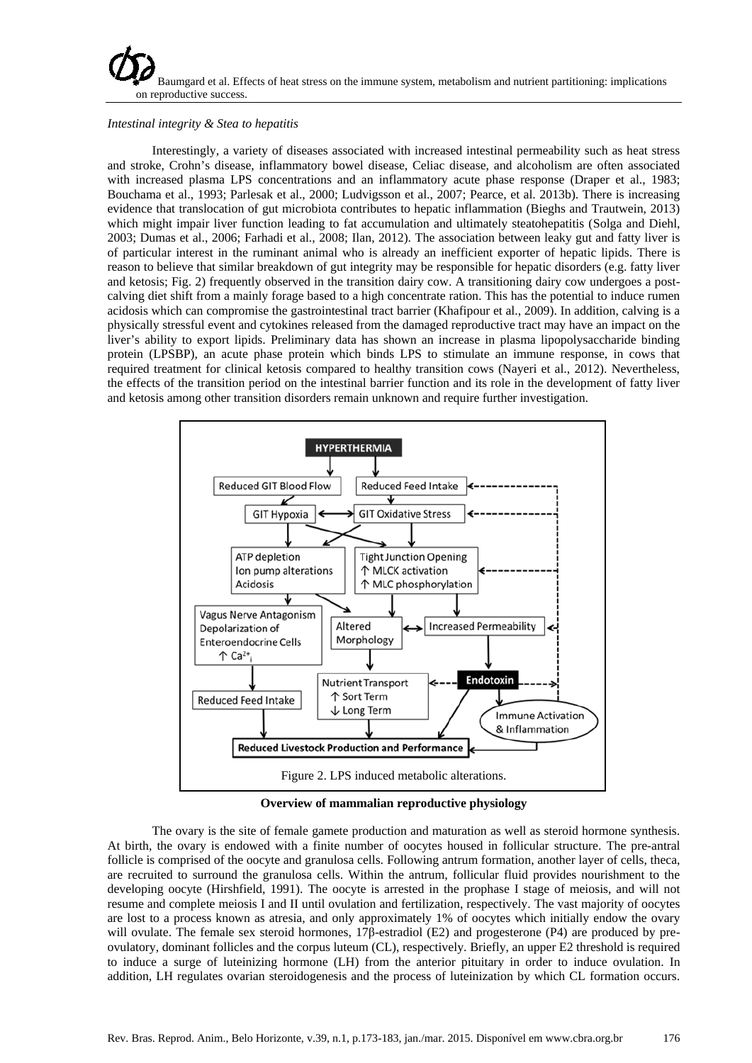*Intestinal integrity & Stea to hepatitis*

Interestingly, a variety of diseases associated with increased intestinal permeability such as heat stress and stroke, Crohn's disease, inflammatory bowel disease, Celiac disease, and alcoholism are often associated with increased plasma LPS concentrations and an inflammatory acute phase response (Draper et al., 1983; Bouchama et al., 1993; Parlesak et al., 2000; Ludvigsson et al., 2007; Pearce, et al. 2013b). There is increasing evidence that translocation of gut microbiota contributes to hepatic inflammation (Bieghs and Trautwein, 2013) which might impair liver function leading to fat accumulation and ultimately steatohepatitis (Solga and Diehl, 2003; Dumas et al., 2006; Farhadi et al., 2008; Ilan, 2012). The association between leaky gut and fatty liver is of particular interest in the ruminant animal who is already an inefficient exporter of hepatic lipids. There is reason to believe that similar breakdown of gut integrity may be responsible for hepatic disorders (e.g. fatty liver and ketosis; Fig. 2) frequently observed in the transition dairy cow. A transitioning dairy cow undergoes a post-calving diet shift from a mainly forage based to a high concentrate ration. This has the potential to induce rumen acidosis which can compromise the gastrointestinal tract barrier (Khafipour et al., 2009). In addition, calving is a physically stressful event and cytokines released from the damaged reproductive tract may have an impact on the liver's ability to export lipids. Preliminary data has shown an increase in plasma lipopolysaccharide binding protein (LPSBP), an acute phase protein which binds LPS to stimulate an immune response, in cows that required treatment for clinical ketosis compared to healthy transition cows (Nayeri et al., 2012). Nevertheless, the effects of the transition period on the intestinal barrier function and its role in the development of fatty liver and ketosis among other transition disorders remain unknown and require further investigation.

Figure 2. LPS induced metabolic alterations.

**Overview of mammalian reproductive physiology**

The ovary is the site of female gamete production and maturation as well as steroid hormone synthesis. At birth, the ovary is endowed with a finite number of oocytes housed in follicular structure. The pre-antral follicle is comprised of the oocyte and granulosa cells. Following antrum formation, another layer of cells, theca, are recruited to surround the granulosa cells. Within the antrum, follicular fluid provides nourishment to the developing oocyte (Hirshfield, 1991). The oocyte is arrested in the prophase I stage of meiosis, and will not resume and complete meiosis I and II until ovulation and fertilization, respectively. The vast majority of oocytes are lost to a process known as atresia, and only approximately 1% of oocytes which initially endow the ovary will ovulate. The female sex steroid hormones, 17β-estradiol (E2) and progesterone (P4) are produced by pre-ovulatory, dominant follicles and the corpus luteum (CL), respectively. Briefly, an upper E2 threshold is required to induce a surge of luteinizing hormone (LH) from the anterior pituitary in order to induce ovulation. In addition, LH regulates ovarian steroidogenesis and the process of luteinization by which CL formation occurs.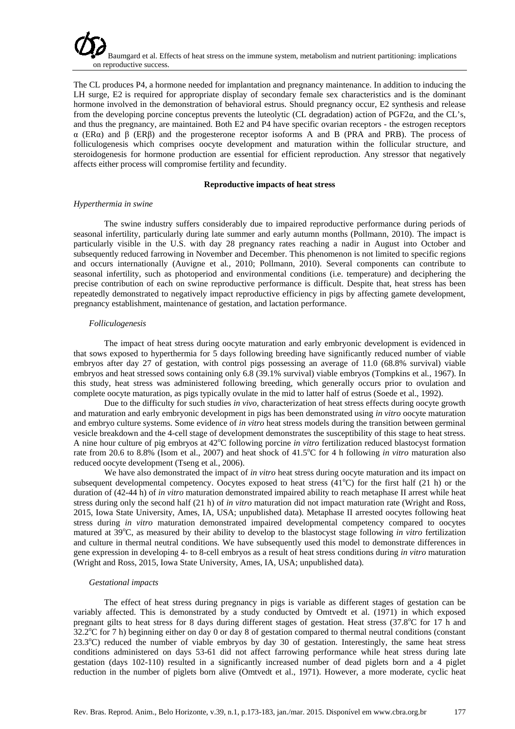The CL produces P4, a hormone needed for implantation and pregnancy maintenance. In addition to inducing the LH surge, E2 is required for appropriate display of secondary female sex characteristics and is the dominant hormone involved in the demonstration of behavioral estrus. Should pregnancy occur, E2 synthesis and release from the developing porcine conceptus prevents the luteolytic (CL degradation) action of PGF2α, and the CL's, and thus the pregnancy, are maintained. Both E2 and P4 have specific ovarian receptors - the estrogen receptors α (ERα) and β (ERβ) and the progesterone receptor isoforms A and B (PRA and PRB). The process of folliculogenesis which comprises oocyte development and maturation within the follicular structure, and steroidogenesis for hormone production are essential for efficient reproduction. Any stressor that negatively affects either process will compromise fertility and fecundity.

## Reproductive impacts of heat stress

### *Hyperthermia in swine*

The swine industry suffers considerably due to impaired reproductive performance during periods of seasonal infertility, particularly during late summer and early autumn months (Pollmann, 2010). The impact is particularly visible in the U.S. with day 28 pregnancy rates reaching a nadir in August into October and subsequently reduced farrowing in November and December. This phenomenon is not limited to specific regions and occurs internationally (Auvigne et al., 2010; Pollmann, 2010). Several components can contribute to seasonal infertility, such as photoperiod and environmental conditions (i.e. temperature) and deciphering the precise contribution of each on swine reproductive performance is difficult. Despite that, heat stress has been repeatedly demonstrated to negatively impact reproductive efficiency in pigs by affecting gamete development, pregnancy establishment, maintenance of gestation, and lactation performance.

#### *Folliculogenesis*

The impact of heat stress during oocyte maturation and early embryonic development is evidenced in that sows exposed to hyperthermia for 5 days following breeding have significantly reduced number of viable embryos after day 27 of gestation, with control pigs possessing an average of 11.0 (68.8% survival) viable embryos and heat stressed sows containing only 6.8 (39.1% survival) viable embryos (Tompkins et al., 1967). In this study, heat stress was administered following breeding, which generally occurs prior to ovulation and complete oocyte maturation, as pigs typically ovulate in the mid to latter half of estrus (Soede et al., 1992).

Due to the difficulty for such studies *in vivo*, characterization of heat stress effects during oocyte growth and maturation and early embryonic development in pigs has been demonstrated using *in vitro* oocyte maturation and embryo culture systems. Some evidence of *in vitro* heat stress models during the transition between germinal vesicle breakdown and the 4-cell stage of development demonstrates the susceptibility of this stage to heat stress. A nine hour culture of pig embryos at 42°C following porcine *in vitro* fertilization reduced blastocyst formation rate from 20.6 to 8.8% (Isom et al., 2007) and heat shock of 41.5°C for 4 h following *in vitro* maturation also reduced oocyte development (Tseng et al., 2006).

We have also demonstrated the impact of *in vitro* heat stress during oocyte maturation and its impact on subsequent developmental competency. Oocytes exposed to heat stress (41°C) for the first half (21 h) or the duration of (42-44 h) of *in vitro* maturation demonstrated impaired ability to reach metaphase II arrest while heat stress during only the second half (21 h) of *in vitro* maturation did not impact maturation rate (Wright and Ross, 2015, Iowa State University, Ames, IA, USA; unpublished data). Metaphase II arrested oocytes following heat stress during *in vitro* maturation demonstrated impaired developmental competency compared to oocytes matured at 39°C, as measured by their ability to develop to the blastocyst stage following *in vitro* fertilization and culture in thermal neutral conditions. We have subsequently used this model to demonstrate differences in gene expression in developing 4- to 8-cell embryos as a result of heat stress conditions during *in vitro* maturation (Wright and Ross, 2015, Iowa State University, Ames, IA, USA; unpublished data).

#### *Gestational impacts*

The effect of heat stress during pregnancy in pigs is variable as different stages of gestation can be variably affected. This is demonstrated by a study conducted by Omtvedt et al. (1971) in which exposed pregnant gilts to heat stress for 8 days during different stages of gestation. Heat stress (37.8°C for 17 h and 32.2°C for 7 h) beginning either on day 0 or day 8 of gestation compared to thermal neutral conditions (constant 23.3°C) reduced the number of viable embryos by day 30 of gestation. Interestingly, the same heat stress conditions administered on days 53-61 did not affect farrowing performance while heat stress during late gestation (days 102-110) resulted in a significantly increased number of dead piglets born and a 4 piglet reduction in the number of piglets born alive (Omtvedt et al., 1971). However, a more moderate, cyclic heat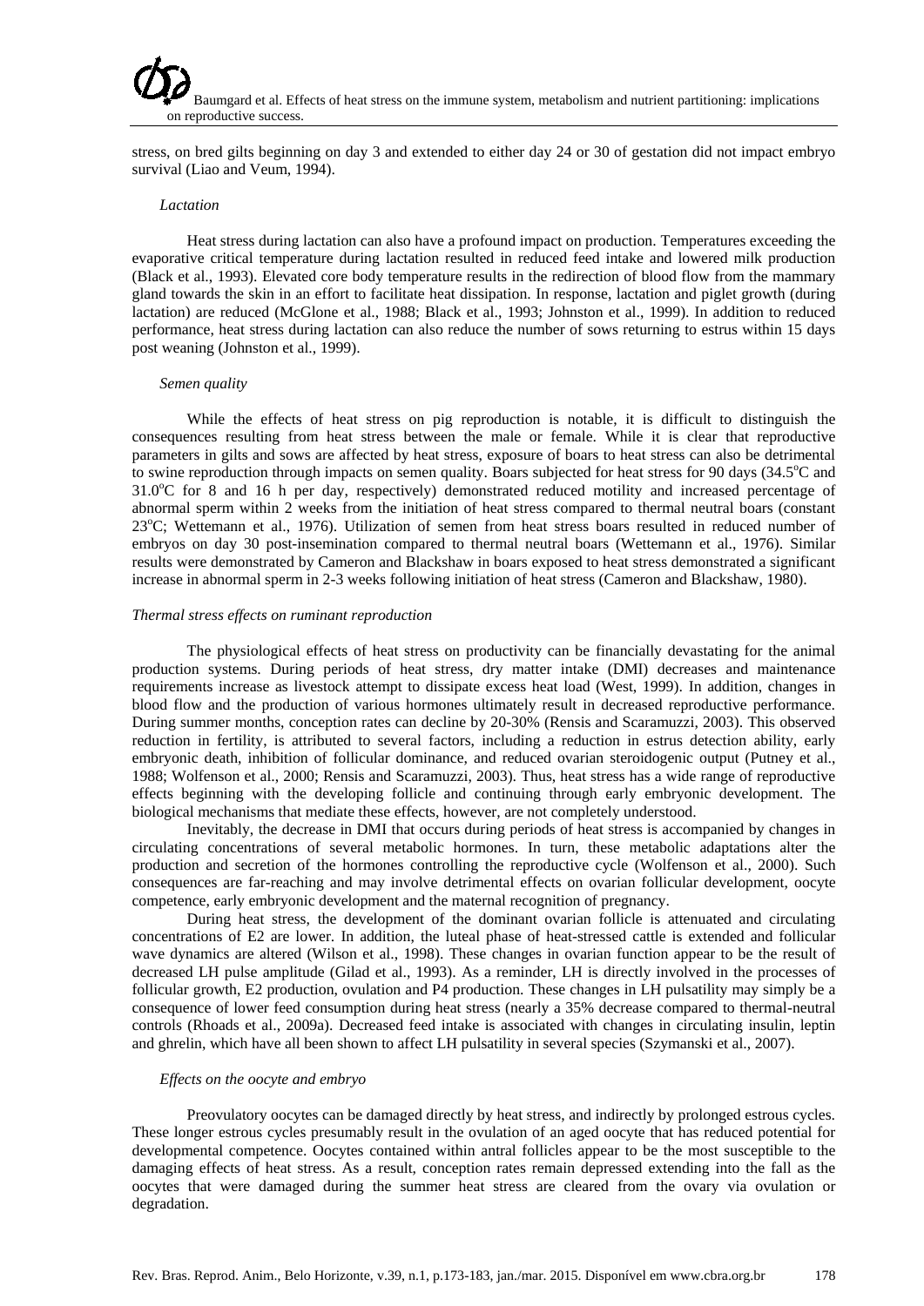stress, on bred gilts beginning on day 3 and extended to either day 24 or 30 of gestation did not impact embryo survival (Liao and Veum, 1994).

*Lactation*

Heat stress during lactation can also have a profound impact on production. Temperatures exceeding the evaporative critical temperature during lactation resulted in reduced feed intake and lowered milk production (Black et al., 1993). Elevated core body temperature results in the redirection of blood flow from the mammary gland towards the skin in an effort to facilitate heat dissipation. In response, lactation and piglet growth (during lactation) are reduced (McGlone et al., 1988; Black et al., 1993; Johnston et al., 1999). In addition to reduced performance, heat stress during lactation can also reduce the number of sows returning to estrus within 15 days post weaning (Johnston et al., 1999).

*Semen quality*

While the effects of heat stress on pig reproduction is notable, it is difficult to distinguish the consequences resulting from heat stress between the male or female. While it is clear that reproductive parameters in gilts and sows are affected by heat stress, exposure of boars to heat stress can also be detrimental to swine reproduction through impacts on semen quality. Boars subjected for heat stress for 90 days (34.5°C and 31.0°C for 8 and 16 h per day, respectively) demonstrated reduced motility and increased percentage of abnormal sperm within 2 weeks from the initiation of heat stress compared to thermal neutral boars (constant 23°C; Wettemann et al., 1976). Utilization of semen from heat stress boars resulted in reduced number of embryos on day 30 post-insemination compared to thermal neutral boars (Wettemann et al., 1976). Similar results were demonstrated by Cameron and Blackshaw in boars exposed to heat stress demonstrated a significant increase in abnormal sperm in 2-3 weeks following initiation of heat stress (Cameron and Blackshaw, 1980).

*Thermal stress effects on ruminant reproduction*

The physiological effects of heat stress on productivity can be financially devastating for the animal production systems. During periods of heat stress, dry matter intake (DMI) decreases and maintenance requirements increase as livestock attempt to dissipate excess heat load (West, 1999). In addition, changes in blood flow and the production of various hormones ultimately result in decreased reproductive performance. During summer months, conception rates can decline by 20-30% (Rensis and Scaramuzzi, 2003). This observed reduction in fertility, is attributed to several factors, including a reduction in estrus detection ability, early embryonic death, inhibition of follicular dominance, and reduced ovarian steroidogenic output (Putney et al., 1988; Wolfenson et al., 2000; Rensis and Scaramuzzi, 2003). Thus, heat stress has a wide range of reproductive effects beginning with the developing follicle and continuing through early embryonic development. The biological mechanisms that mediate these effects, however, are not completely understood.

Inevitably, the decrease in DMI that occurs during periods of heat stress is accompanied by changes in circulating concentrations of several metabolic hormones. In turn, these metabolic adaptations alter the production and secretion of the hormones controlling the reproductive cycle (Wolfenson et al., 2000). Such consequences are far-reaching and may involve detrimental effects on ovarian follicular development, oocyte competence, early embryonic development and the maternal recognition of pregnancy.

During heat stress, the development of the dominant ovarian follicle is attenuated and circulating concentrations of E2 are lower. In addition, the luteal phase of heat-stressed cattle is extended and follicular wave dynamics are altered (Wilson et al., 1998). These changes in ovarian function appear to be the result of decreased LH pulse amplitude (Gilad et al., 1993). As a reminder, LH is directly involved in the processes of follicular growth, E2 production, ovulation and P4 production. These changes in LH pulsatility may simply be a consequence of lower feed consumption during heat stress (nearly a 35% decrease compared to thermal-neutral controls (Rhoads et al., 2009a). Decreased feed intake is associated with changes in circulating insulin, leptin and ghrelin, which have all been shown to affect LH pulsatility in several species (Szymanski et al., 2007).

*Effects on the oocyte and embryo*

Preovulatory oocytes can be damaged directly by heat stress, and indirectly by prolonged estrous cycles. These longer estrous cycles presumably result in the ovulation of an aged oocyte that has reduced potential for developmental competence. Oocytes contained within antral follicles appear to be the most susceptible to the damaging effects of heat stress. As a result, conception rates remain depressed extending into the fall as the oocytes that were damaged during the summer heat stress are cleared from the ovary via ovulation or degradation.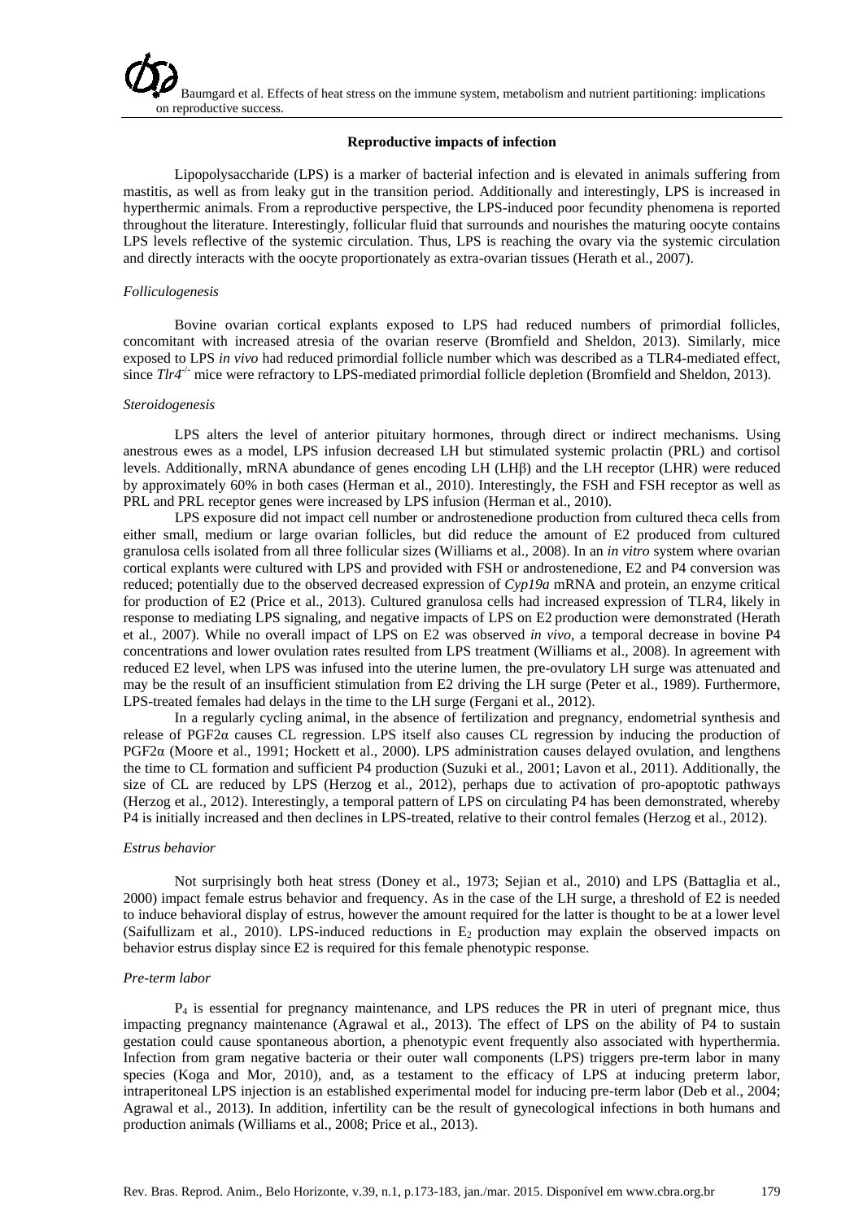**Reproductive impacts of infection**

Lipopolysaccharide (LPS) is a marker of bacterial infection and is elevated in animals suffering from mastitis, as well as from leaky gut in the transition period. Additionally and interestingly, LPS is increased in hyperthermic animals. From a reproductive perspective, the LPS-induced poor fecundity phenomena is reported throughout the literature. Interestingly, follicular fluid that surrounds and nourishes the maturing oocyte contains LPS levels reflective of the systemic circulation. Thus, LPS is reaching the ovary via the systemic circulation and directly interacts with the oocyte proportionately as extra-ovarian tissues (Herath et al., 2007).

*Folliculogenesis*

Bovine ovarian cortical explants exposed to LPS had reduced numbers of primordial follicles, concomitant with increased atresia of the ovarian reserve (Bromfield and Sheldon, 2013). Similarly, mice exposed to LPS *in vivo* had reduced primordial follicle number which was described as a TLR4-mediated effect, since *Tlr4*$^{-/-}$ mice were refractory to LPS-mediated primordial follicle depletion (Bromfield and Sheldon, 2013).

*Steroidogenesis*

LPS alters the level of anterior pituitary hormones, through direct or indirect mechanisms. Using anestrous ewes as a model, LPS infusion decreased LH but stimulated systemic prolactin (PRL) and cortisol levels. Additionally, mRNA abundance of genes encoding LH (LHβ) and the LH receptor (LHR) were reduced by approximately 60% in both cases (Herman et al., 2010). Interestingly, the FSH and FSH receptor as well as PRL and PRL receptor genes were increased by LPS infusion (Herman et al., 2010).

LPS exposure did not impact cell number or androstenedione production from cultured theca cells from either small, medium or large ovarian follicles, but did reduce the amount of E2 produced from cultured granulosa cells isolated from all three follicular sizes (Williams et al., 2008). In an *in vitro* system where ovarian cortical explants were cultured with LPS and provided with FSH or androstenedione, E2 and P4 conversion was reduced; potentially due to the observed decreased expression of *Cyp19a* mRNA and protein, an enzyme critical for production of E2 (Price et al., 2013). Cultured granulosa cells had increased expression of TLR4, likely in response to mediating LPS signaling, and negative impacts of LPS on E2 production were demonstrated (Herath et al., 2007). While no overall impact of LPS on E2 was observed *in vivo*, a temporal decrease in bovine P4 concentrations and lower ovulation rates resulted from LPS treatment (Williams et al., 2008). In agreement with reduced E2 level, when LPS was infused into the uterine lumen, the pre-ovulatory LH surge was attenuated and may be the result of an insufficient stimulation from E2 driving the LH surge (Peter et al., 1989). Furthermore, LPS-treated females had delays in the time to the LH surge (Fergani et al., 2012).

In a regularly cycling animal, in the absence of fertilization and pregnancy, endometrial synthesis and release of PGF2α causes CL regression. LPS itself also causes CL regression by inducing the production of PGF2α (Moore et al., 1991; Hockett et al., 2000). LPS administration causes delayed ovulation, and lengthens the time to CL formation and sufficient P4 production (Suzuki et al., 2001; Lavon et al., 2011). Additionally, the size of CL are reduced by LPS (Herzog et al., 2012), perhaps due to activation of pro-apoptotic pathways (Herzog et al., 2012). Interestingly, a temporal pattern of LPS on circulating P4 has been demonstrated, whereby P4 is initially increased and then declines in LPS-treated, relative to their control females (Herzog et al., 2012).

*Estrus behavior*

Not surprisingly both heat stress (Doney et al., 1973; Sejian et al., 2010) and LPS (Battaglia et al., 2000) impact female estrus behavior and frequency. As in the case of the LH surge, a threshold of E2 is needed to induce behavioral display of estrus, however the amount required for the latter is thought to be at a lower level (Saifullizam et al., 2010). LPS-induced reductions in $E_2$ production may explain the observed impacts on behavior estrus display since E2 is required for this female phenotypic response.

*Pre-term labor*

$P_4$ is essential for pregnancy maintenance, and LPS reduces the PR in uteri of pregnant mice, thus impacting pregnancy maintenance (Agrawal et al., 2013). The effect of LPS on the ability of P4 to sustain gestation could cause spontaneous abortion, a phenotypic event frequently also associated with hyperthermia. Infection from gram negative bacteria or their outer wall components (LPS) triggers pre-term labor in many species (Koga and Mor, 2010), and, as a testament to the efficacy of LPS at inducing preterm labor, intraperitoneal LPS injection is an established experimental model for inducing pre-term labor (Deb et al., 2004; Agrawal et al., 2013). In addition, infertility can be the result of gynecological infections in both humans and production animals (Williams et al., 2008; Price et al., 2013).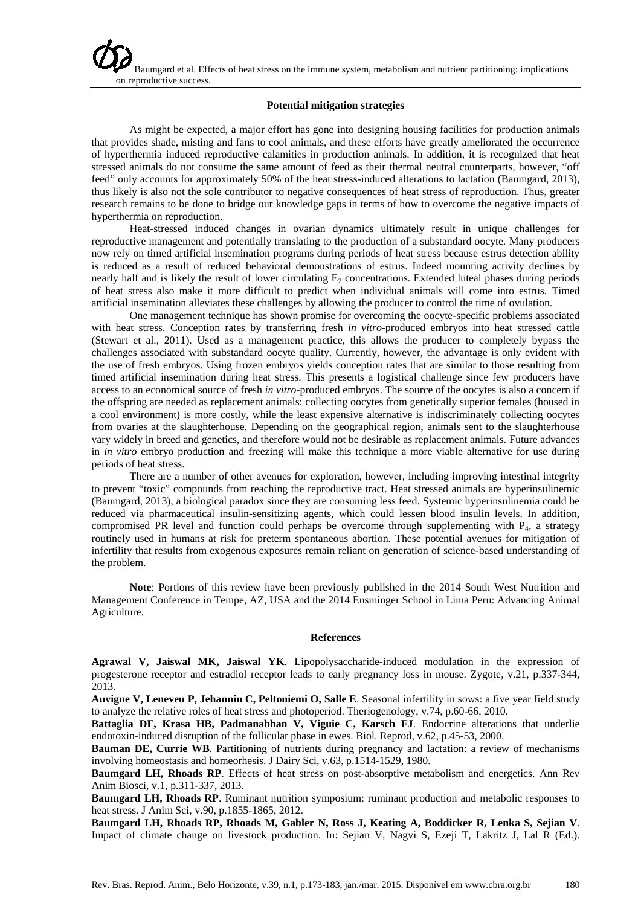## Potential mitigation strategies

As might be expected, a major effort has gone into designing housing facilities for production animals that provides shade, misting and fans to cool animals, and these efforts have greatly ameliorated the occurrence of hyperthermia induced reproductive calamities in production animals. In addition, it is recognized that heat stressed animals do not consume the same amount of feed as their thermal neutral counterparts, however, "off feed" only accounts for approximately 50% of the heat stress-induced alterations to lactation (Baumgard, 2013), thus likely is also not the sole contributor to negative consequences of heat stress of reproduction. Thus, greater research remains to be done to bridge our knowledge gaps in terms of how to overcome the negative impacts of hyperthermia on reproduction.

Heat-stressed induced changes in ovarian dynamics ultimately result in unique challenges for reproductive management and potentially translating to the production of a substandard oocyte. Many producers now rely on timed artificial insemination programs during periods of heat stress because estrus detection ability is reduced as a result of reduced behavioral demonstrations of estrus. Indeed mounting activity declines by nearly half and is likely the result of lower circulating $E_2$ concentrations. Extended luteal phases during periods of heat stress also make it more difficult to predict when individual animals will come into estrus. Timed artificial insemination alleviates these challenges by allowing the producer to control the time of ovulation.

One management technique has shown promise for overcoming the oocyte-specific problems associated with heat stress. Conception rates by transferring fresh *in vitro*-produced embryos into heat stressed cattle (Stewart et al., 2011). Used as a management practice, this allows the producer to completely bypass the challenges associated with substandard oocyte quality. Currently, however, the advantage is only evident with the use of fresh embryos. Using frozen embryos yields conception rates that are similar to those resulting from timed artificial insemination during heat stress. This presents a logistical challenge since few producers have access to an economical source of fresh *in vitro*-produced embryos. The source of the oocytes is also a concern if the offspring are needed as replacement animals: collecting oocytes from genetically superior females (housed in a cool environment) is more costly, while the least expensive alternative is indiscriminately collecting oocytes from ovaries at the slaughterhouse. Depending on the geographical region, animals sent to the slaughterhouse vary widely in breed and genetics, and therefore would not be desirable as replacement animals. Future advances in *in vitro* embryo production and freezing will make this technique a more viable alternative for use during periods of heat stress.

There are a number of other avenues for exploration, however, including improving intestinal integrity to prevent "toxic" compounds from reaching the reproductive tract. Heat stressed animals are hyperinsulinemic (Baumgard, 2013), a biological paradox since they are consuming less feed. Systemic hyperinsulinemia could be reduced via pharmaceutical insulin-sensitizing agents, which could lessen blood insulin levels. In addition, compromised PR level and function could perhaps be overcome through supplementing with $P_4$, a strategy routinely used in humans at risk for preterm spontaneous abortion. These potential avenues for mitigation of infertility that results from exogenous exposures remain reliant on generation of science-based understanding of the problem.

**Note**: Portions of this review have been previously published in the 2014 South West Nutrition and Management Conference in Tempe, AZ, USA and the 2014 Ensminger School in Lima Peru: Advancing Animal Agriculture.

## References

**Agrawal V, Jaiswal MK, Jaiswal YK**. Lipopolysaccharide-induced modulation in the expression of progesterone receptor and estradiol receptor leads to early pregnancy loss in mouse. Zygote, v.21, p.337-344, 2013.

**Auvigne V, Leneveu P, Jehannin C, Peltoniemi O, Salle E**. Seasonal infertility in sows: a five year field study to analyze the relative roles of heat stress and photoperiod. Theriogenology, v.74, p.60-66, 2010.

**Battaglia DF, Krasa HB, Padmanabhan V, Viguie C, Karsch FJ**. Endocrine alterations that underlie endotoxin-induced disruption of the follicular phase in ewes. Biol. Reprod, v.62, p.45-53, 2000.

**Bauman DE, Currie WB**. Partitioning of nutrients during pregnancy and lactation: a review of mechanisms involving homeostasis and homeorhesis. J Dairy Sci, v.63, p.1514-1529, 1980.

**Baumgard LH, Rhoads RP**. Effects of heat stress on post-absorptive metabolism and energetics. Ann Rev Anim Biosci, v.1, p.311-337, 2013.

**Baumgard LH, Rhoads RP**. Ruminant nutrition symposium: ruminant production and metabolic responses to heat stress. J Anim Sci, v.90, p.1855-1865, 2012.

**Baumgard LH, Rhoads RP, Rhoads M, Gabler N, Ross J, Keating A, Boddicker R, Lenka S, Sejian V**. Impact of climate change on livestock production. In: Sejian V, Nagvi S, Ezeji T, Lakritz J, Lal R (Ed.).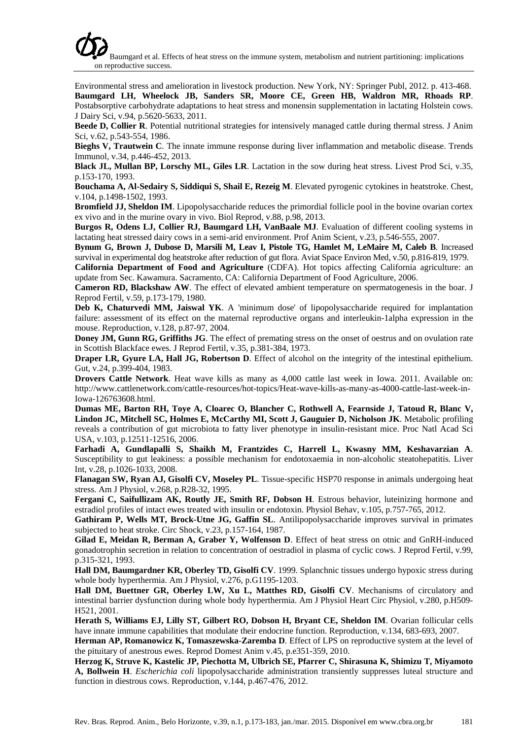Environmental stress and amelioration in livestock production. New York, NY: Springer Publ, 2012. p. 413-468.

**Baumgard LH, Wheelock JB, Sanders SR, Moore CE, Green HB, Waldron MR, Rhoads RP**. Postabsorptive carbohydrate adaptations to heat stress and monensin supplementation in lactating Holstein cows. J Dairy Sci, v.94, p.5620-5633, 2011.

**Beede D, Collier R**. Potential nutritional strategies for intensively managed cattle during thermal stress. J Anim Sci, v.62, p.543-554, 1986.

**Bieghs V, Trautwein C**. The innate immune response during liver inflammation and metabolic disease. Trends Immunol, v.34, p.446-452, 2013.

**Black JL, Mullan BP, Lorschy ML, Giles LR**. Lactation in the sow during heat stress. Livest Prod Sci, v.35, p.153-170, 1993.

**Bouchama A, Al-Sedairy S, Siddiqui S, Shail E, Rezeig M**. Elevated pyrogenic cytokines in heatstroke. Chest, v.104, p.1498-1502, 1993.

**Bromfield JJ, Sheldon IM**. Lipopolysaccharide reduces the primordial follicle pool in the bovine ovarian cortex ex vivo and in the murine ovary in vivo. Biol Reprod, v.88, p.98, 2013.

**Burgos R, Odens LJ, Collier RJ, Baumgard LH, VanBaale MJ**. Evaluation of different cooling systems in lactating heat stressed dairy cows in a semi-arid environment. Prof Anim Scient, v.23, p.546-555, 2007.

**Bynum G, Brown J, Dubose D, Marsili M, Leav I, Pistole TG, Hamlet M, LeMaire M, Caleb B**. Increased survival in experimental dog heatstroke after reduction of gut flora. Aviat Space Environ Med, v.50, p.816-819, 1979.

**California Department of Food and Agriculture** (CDFA). Hot topics affecting California agriculture: an update from Sec. Kawamura. Sacramento, CA: California Department of Food Agriculture, 2006.

**Cameron RD, Blackshaw AW**. The effect of elevated ambient temperature on spermatogenesis in the boar. J Reprod Fertil, v.59, p.173-179, 1980.

**Deb K, Chaturvedi MM, Jaiswal YK**. A 'minimum dose' of lipopolysaccharide required for implantation failure: assessment of its effect on the maternal reproductive organs and interleukin-1alpha expression in the mouse. Reproduction, v.128, p.87-97, 2004.

**Doney JM, Gunn RG, Griffiths JG**. The effect of premating stress on the onset of oestrus and on ovulation rate in Scottish Blackface ewes. J Reprod Fertil, v.35, p.381-384, 1973.

**Draper LR, Gyure LA, Hall JG, Robertson D**. Effect of alcohol on the integrity of the intestinal epithelium. Gut, v.24, p.399-404, 1983.

**Drovers Cattle Network**. Heat wave kills as many as 4,000 cattle last week in Iowa. 2011. Available on: http://www.cattlenetwork.com/cattle-resources/hot-topics/Heat-wave-kills-as-many-as-4000-cattle-last-week-in-Iowa-126763608.html.

**Dumas ME, Barton RH, Toye A, Cloarec O, Blancher C, Rothwell A, Fearnside J, Tatoud R, Blanc V, Lindon JC, Mitchell SC, Holmes E, McCarthy MI, Scott J, Gauguier D, Nicholson JK**. Metabolic profiling reveals a contribution of gut microbiota to fatty liver phenotype in insulin-resistant mice. Proc Natl Acad Sci USA, v.103, p.12511-12516, 2006.

**Farhadi A, Gundlapalli S, Shaikh M, Frantzides C, Harrell L, Kwasny MM, Keshavarzian A**. Susceptibility to gut leakiness: a possible mechanism for endotoxaemia in non-alcoholic steatohepatitis. Liver Int, v.28, p.1026-1033, 2008.

**Flanagan SW, Ryan AJ, Gisolfi CV, Moseley PL**. Tissue-specific HSP70 response in animals undergoing heat stress. Am J Physiol, v.268, p.R28-32, 1995.

**Fergani C, Saifullizam AK, Routly JE, Smith RF, Dobson H**. Estrous behavior, luteinizing hormone and estradiol profiles of intact ewes treated with insulin or endotoxin. Physiol Behav, v.105, p.757-765, 2012.

**Gathiram P, Wells MT, Brock-Utne JG, Gaffin SL**. Antilipopolysaccharide improves survival in primates subjected to heat stroke. Circ Shock, v.23, p.157-164, 1987.

**Gilad E, Meidan R, Berman A, Graber Y, Wolfenson D**. Effect of heat stress on otnic and GnRH-induced gonadotrophin secretion in relation to concentration of oestradiol in plasma of cyclic cows. J Reprod Fertil, v.99, p.315-321, 1993.

**Hall DM, Baumgardner KR, Oberley TD, Gisolfi CV**. 1999. Splanchnic tissues undergo hypoxic stress during whole body hyperthermia. Am J Physiol, v.276, p.G1195-1203.

**Hall DM, Buettner GR, Oberley LW, Xu L, Matthes RD, Gisolfi CV**. Mechanisms of circulatory and intestinal barrier dysfunction during whole body hyperthermia. Am J Physiol Heart Circ Physiol, v.280, p.H509-H521, 2001.

**Herath S, Williams EJ, Lilly ST, Gilbert RO, Dobson H, Bryant CE, Sheldon IM**. Ovarian follicular cells have innate immune capabilities that modulate their endocrine function. Reproduction, v.134, 683-693, 2007.

**Herman AP, Romanowicz K, Tomaszewska-Zaremba D**. Effect of LPS on reproductive system at the level of the pituitary of anestrous ewes. Reprod Domest Anim v.45, p.e351-359, 2010.

**Herzog K, Struve K, Kastelic JP, Piechotta M, Ulbrich SE, Pfarrer C, Shirasuna K, Shimizu T, Miyamoto A, Bollwein H**. *Escherichia coli* lipopolysaccharide administration transiently suppresses luteal structure and function in diestrous cows. Reproduction, v.144, p.467-476, 2012.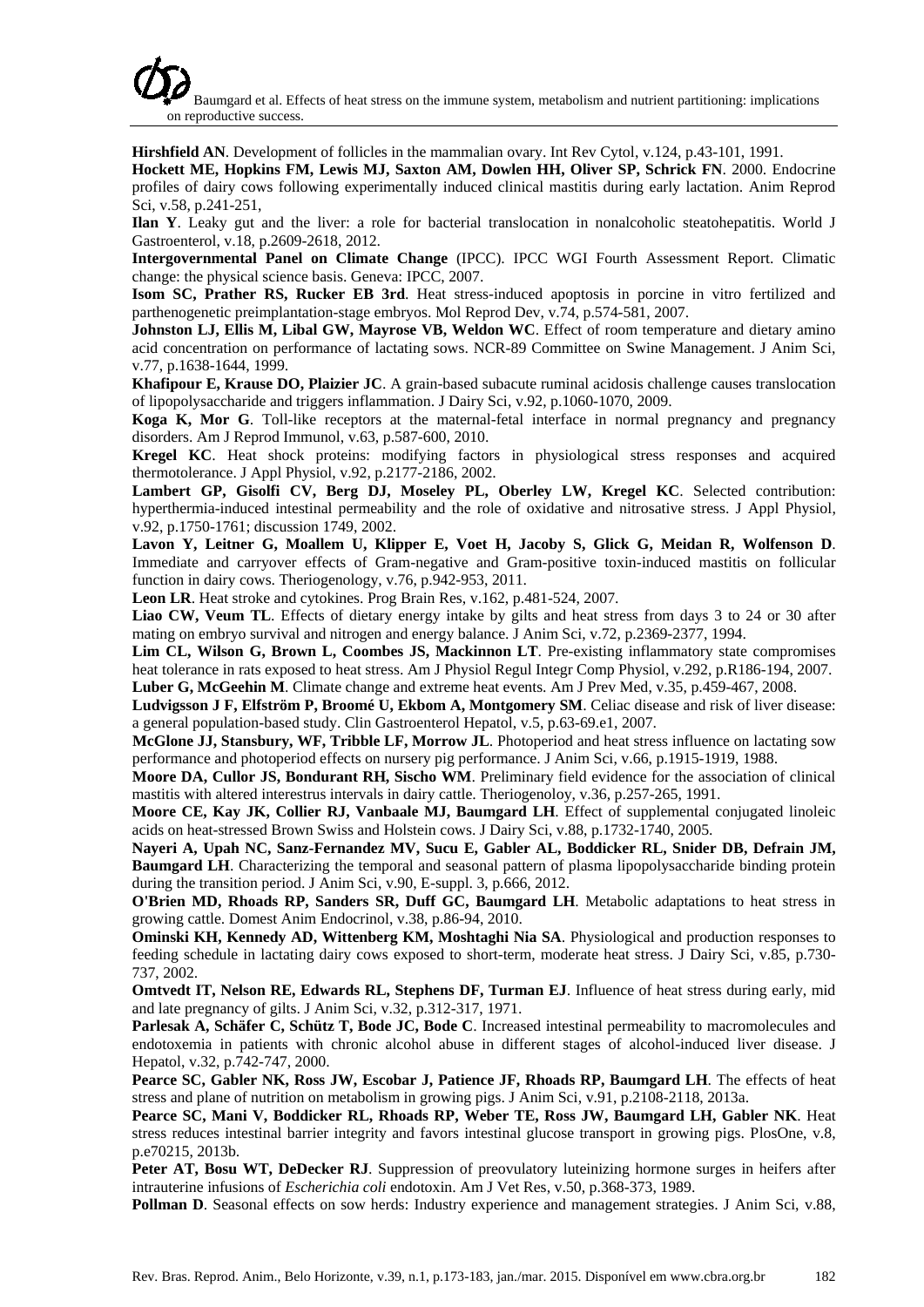**Hirshfield AN**. Development of follicles in the mammalian ovary. Int Rev Cytol, v.124, p.43-101, 1991.

**Hockett ME, Hopkins FM, Lewis MJ, Saxton AM, Dowlen HH, Oliver SP, Schrick FN**. 2000. Endocrine profiles of dairy cows following experimentally induced clinical mastitis during early lactation. Anim Reprod Sci, v.58, p.241-251,

**Ilan Y**. Leaky gut and the liver: a role for bacterial translocation in nonalcoholic steatohepatitis. World J Gastroenterol, v.18, p.2609-2618, 2012.

**Intergovernmental Panel on Climate Change** (IPCC). IPCC WGI Fourth Assessment Report. Climatic change: the physical science basis. Geneva: IPCC, 2007.

**Isom SC, Prather RS, Rucker EB 3rd**. Heat stress-induced apoptosis in porcine in vitro fertilized and parthenogenetic preimplantation-stage embryos. Mol Reprod Dev, v.74, p.574-581, 2007.

**Johnston LJ, Ellis M, Libal GW, Mayrose VB, Weldon WC**. Effect of room temperature and dietary amino acid concentration on performance of lactating sows. NCR-89 Committee on Swine Management. J Anim Sci, v.77, p.1638-1644, 1999.

**Khafipour E, Krause DO, Plaizier JC**. A grain-based subacute ruminal acidosis challenge causes translocation of lipopolysaccharide and triggers inflammation. J Dairy Sci, v.92, p.1060-1070, 2009.

**Koga K, Mor G**. Toll-like receptors at the maternal-fetal interface in normal pregnancy and pregnancy disorders. Am J Reprod Immunol, v.63, p.587-600, 2010.

**Kregel KC**. Heat shock proteins: modifying factors in physiological stress responses and acquired thermotolerance. J Appl Physiol, v.92, p.2177-2186, 2002.

**Lambert GP, Gisolfi CV, Berg DJ, Moseley PL, Oberley LW, Kregel KC**. Selected contribution: hyperthermia-induced intestinal permeability and the role of oxidative and nitrosative stress. J Appl Physiol, v.92, p.1750-1761; discussion 1749, 2002.

**Lavon Y, Leitner G, Moallem U, Klipper E, Voet H, Jacoby S, Glick G, Meidan R, Wolfenson D**. Immediate and carryover effects of Gram-negative and Gram-positive toxin-induced mastitis on follicular function in dairy cows. Theriogenology, v.76, p.942-953, 2011.

**Leon LR**. Heat stroke and cytokines. Prog Brain Res, v.162, p.481-524, 2007.

**Liao CW, Veum TL**. Effects of dietary energy intake by gilts and heat stress from days 3 to 24 or 30 after mating on embryo survival and nitrogen and energy balance. J Anim Sci, v.72, p.2369-2377, 1994.

**Lim CL, Wilson G, Brown L, Coombes JS, Mackinnon LT**. Pre-existing inflammatory state compromises heat tolerance in rats exposed to heat stress. Am J Physiol Regul Integr Comp Physiol, v.292, p.R186-194, 2007.

**Luber G, McGeehin M**. Climate change and extreme heat events. Am J Prev Med, v.35, p.459-467, 2008.

**Ludvigsson J F, Elfström P, Broomé U, Ekbom A, Montgomery SM**. Celiac disease and risk of liver disease: a general population-based study. Clin Gastroenterol Hepatol, v.5, p.63-69.e1, 2007.

**McGlone JJ, Stansbury, WF, Tribble LF, Morrow JL**. Photoperiod and heat stress influence on lactating sow performance and photoperiod effects on nursery pig performance. J Anim Sci, v.66, p.1915-1919, 1988.

**Moore DA, Cullor JS, Bondurant RH, Sischo WM**. Preliminary field evidence for the association of clinical mastitis with altered interestrus intervals in dairy cattle. Theriogenoloy, v.36, p.257-265, 1991.

**Moore CE, Kay JK, Collier RJ, Vanbaale MJ, Baumgard LH**. Effect of supplemental conjugated linoleic acids on heat-stressed Brown Swiss and Holstein cows. J Dairy Sci, v.88, p.1732-1740, 2005.

**Nayeri A, Upah NC, Sanz-Fernandez MV, Sucu E, Gabler AL, Boddicker RL, Snider DB, Defrain JM, Baumgard LH**. Characterizing the temporal and seasonal pattern of plasma lipopolysaccharide binding protein during the transition period. J Anim Sci, v.90, E-suppl. 3, p.666, 2012.

**O'Brien MD, Rhoads RP, Sanders SR, Duff GC, Baumgard LH**. Metabolic adaptations to heat stress in growing cattle. Domest Anim Endocrinol, v.38, p.86-94, 2010.

**Ominski KH, Kennedy AD, Wittenberg KM, Moshtaghi Nia SA**. Physiological and production responses to feeding schedule in lactating dairy cows exposed to short-term, moderate heat stress. J Dairy Sci, v.85, p.730-737, 2002.

**Omtvedt IT, Nelson RE, Edwards RL, Stephens DF, Turman EJ**. Influence of heat stress during early, mid and late pregnancy of gilts. J Anim Sci, v.32, p.312-317, 1971.

**Parlesak A, Schäfer C, Schütz T, Bode JC, Bode C**. Increased intestinal permeability to macromolecules and endotoxemia in patients with chronic alcohol abuse in different stages of alcohol-induced liver disease. J Hepatol, v.32, p.742-747, 2000.

**Pearce SC, Gabler NK, Ross JW, Escobar J, Patience JF, Rhoads RP, Baumgard LH**. The effects of heat stress and plane of nutrition on metabolism in growing pigs. J Anim Sci, v.91, p.2108-2118, 2013a.

**Pearce SC, Mani V, Boddicker RL, Rhoads RP, Weber TE, Ross JW, Baumgard LH, Gabler NK**. Heat stress reduces intestinal barrier integrity and favors intestinal glucose transport in growing pigs. PlosOne, v.8, p.e70215, 2013b.

**Peter AT, Bosu WT, DeDecker RJ**. Suppression of preovulatory luteinizing hormone surges in heifers after intrauterine infusions of *Escherichia coli* endotoxin. Am J Vet Res, v.50, p.368-373, 1989.

**Pollman D**. Seasonal effects on sow herds: Industry experience and management strategies. J Anim Sci, v.88,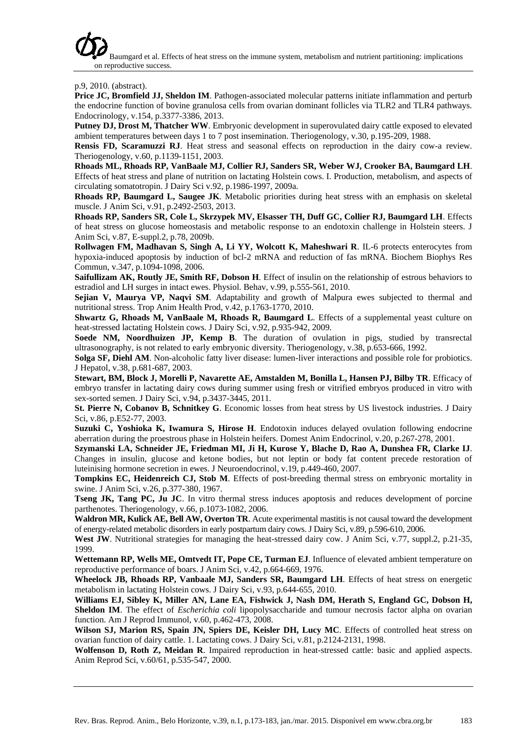p.9, 2010. (abstract).

**Price JC, Bromfield JJ, Sheldon IM**. Pathogen-associated molecular patterns initiate inflammation and perturb the endocrine function of bovine granulosa cells from ovarian dominant follicles via TLR2 and TLR4 pathways. Endocrinology, v.154, p.3377-3386, 2013.

**Putney DJ, Drost M, Thatcher WW**. Embryonic development in superovulated dairy cattle exposed to elevated ambient temperatures between days 1 to 7 post insemination. Theriogenology, v.30, p.195-209, 1988.

**Rensis FD, Scaramuzzi RJ**. Heat stress and seasonal effects on reproduction in the dairy cow-a review. Theriogenology, v.60, p.1139-1151, 2003.

**Rhoads ML, Rhoads RP, VanBaale MJ, Collier RJ, Sanders SR, Weber WJ, Crooker BA, Baumgard LH**. Effects of heat stress and plane of nutrition on lactating Holstein cows. I. Production, metabolism, and aspects of circulating somatotropin. J Dairy Sci v.92, p.1986-1997, 2009a.

**Rhoads RP, Baumgard L, Saugee JK**. Metabolic priorities during heat stress with an emphasis on skeletal muscle. J Anim Sci, v.91, p.2492-2503, 2013.

**Rhoads RP, Sanders SR, Cole L, Skrzypek MV, Elsasser TH, Duff GC, Collier RJ, Baumgard LH**. Effects of heat stress on glucose homeostasis and metabolic response to an endotoxin challenge in Holstein steers. J Anim Sci, v.87, E-suppl.2, p.78, 2009b.

**Rollwagen FM, Madhavan S, Singh A, Li YY, Wolcott K, Maheshwari R**. IL-6 protects enterocytes from hypoxia-induced apoptosis by induction of bcl-2 mRNA and reduction of fas mRNA. Biochem Biophys Res Commun, v.347, p.1094-1098, 2006.

**Saifullizam AK, Routly JE, Smith RF, Dobson H**. Effect of insulin on the relationship of estrous behaviors to estradiol and LH surges in intact ewes. Physiol. Behav, v.99, p.555-561, 2010.

**Sejian V, Maurya VP, Naqvi SM**. Adaptability and growth of Malpura ewes subjected to thermal and nutritional stress. Trop Anim Health Prod, v.42, p.1763-1770, 2010.

**Shwartz G, Rhoads M, VanBaale M, Rhoads R, Baumgard L**. Effects of a supplemental yeast culture on heat-stressed lactating Holstein cows. J Dairy Sci, v.92, p.935-942, 2009.

**Soede NM, Noordhuizen JP, Kemp B**. The duration of ovulation in pigs, studied by transrectal ultrasonography, is not related to early embryonic diversity. Theriogenology, v.38, p.653-666, 1992.

**Solga SF, Diehl AM**. Non-alcoholic fatty liver disease: lumen-liver interactions and possible role for probiotics. J Hepatol, v.38, p.681-687, 2003.

**Stewart, BM, Block J, Morelli P, Navarette AE, Amstalden M, Bonilla L, Hansen PJ, Bilby TR**. Efficacy of embryo transfer in lactating dairy cows during summer using fresh or vitrified embryos produced in vitro with sex-sorted semen. J Dairy Sci, v.94, p.3437-3445, 2011.

**St. Pierre N, Cobanov B, Schnitkey G**. Economic losses from heat stress by US livestock industries. J Dairy Sci, v.86, p.E52-77, 2003.

**Suzuki C, Yoshioka K, Iwamura S, Hirose H**. Endotoxin induces delayed ovulation following endocrine aberration during the proestrous phase in Holstein heifers. Domest Anim Endocrinol, v.20, p.267-278, 2001.

**Szymanski LA, Schneider JE, Friedman MI, Ji H, Kurose Y, Blache D, Rao A, Dunshea FR, Clarke IJ**. Changes in insulin, glucose and ketone bodies, but not leptin or body fat content precede restoration of luteinising hormone secretion in ewes. J Neuroendocrinol, v.19, p.449-460, 2007.

**Tompkins EC, Heidenreich CJ, Stob M**. Effects of post-breeding thermal stress on embryonic mortality in swine. J Anim Sci, v.26, p.377-380, 1967.

**Tseng JK, Tang PC, Ju JC**. In vitro thermal stress induces apoptosis and reduces development of porcine parthenotes. Theriogenology, v.66, p.1073-1082, 2006.

**Waldron MR, Kulick AE, Bell AW, Overton TR**. Acute experimental mastitis is not causal toward the development of energy-related metabolic disorders in early postpartum dairy cows. J Dairy Sci, v.89, p.596-610, 2006.

**West JW**. Nutritional strategies for managing the heat-stressed dairy cow. J Anim Sci, v.77, suppl.2, p.21-35, 1999.

**Wettemann RP, Wells ME, Omtvedt IT, Pope CE, Turman EJ**. Influence of elevated ambient temperature on reproductive performance of boars. J Anim Sci, v.42, p.664-669, 1976.

**Wheelock JB, Rhoads RP, Vanbaale MJ, Sanders SR, Baumgard LH**. Effects of heat stress on energetic metabolism in lactating Holstein cows. J Dairy Sci, v.93, p.644-655, 2010.

**Williams EJ, Sibley K, Miller AN, Lane EA, Fishwick J, Nash DM, Herath S, England GC, Dobson H, Sheldon IM**. The effect of *Escherichia coli* lipopolysaccharide and tumour necrosis factor alpha on ovarian function. Am J Reprod Immunol, v.60, p.462-473, 2008.

**Wilson SJ, Marion RS, Spain JN, Spiers DE, Keisler DH, Lucy MC**. Effects of controlled heat stress on ovarian function of dairy cattle. 1. Lactating cows. J Dairy Sci, v.81, p.2124-2131, 1998.

**Wolfenson D, Roth Z, Meidan R**. Impaired reproduction in heat-stressed cattle: basic and applied aspects. Anim Reprod Sci, v.60/61, p.535-547, 2000.